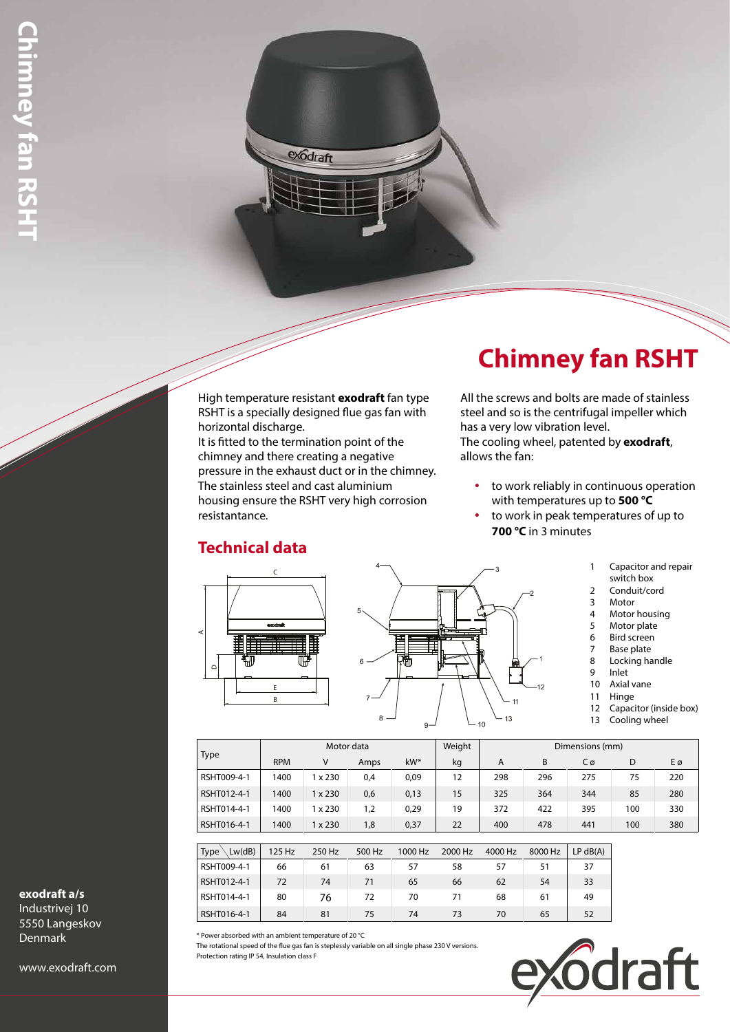# Chimney fan RSHT

High temperature resistant **exodraft** fan type RSHT is a specially designed flue gas fan with horizontal discharge.
It is fitted to the termination point of the chimney and there creating a negative pressure in the exhaust duct or in the chimney.
The stainless steel and cast aluminium housing ensure the RSHT very high corrosion resistantance.

All the screws and bolts are made of stainless steel and so is the centrifugal impeller which has a very low vibration level.
The cooling wheel, patented by **exodraft**, allows the fan:

- to work reliably in continuous operation with temperatures up to **500 °C**
- to work in peak temperatures of up to **700 °C** in 3 minutes

## Technical data

1. Capacitor and repair switch box
2. Conduit/cord
3. Motor
4. Motor housing
5. Motor plate
6. Bird screen
7. Base plate
8. Locking handle
9. Inlet
10. Axial vane
11. Hinge
12. Capacitor (inside box)
13. Cooling wheel

| Type | Motor data | | | | Weight | Dimensions (mm) | | | | |
|---|---|---|---|---|---|---|---|---|---|---|
| | RPM | V | Amps | kW* | kg | A | B | C ø | D | E ø |
| RSHT009-4-1 | 1400 | 1 x 230 | 0,4 | 0,09 | 12 | 298 | 296 | 275 | 75 | 220 |
| RSHT012-4-1 | 1400 | 1 x 230 | 0,6 | 0,13 | 15 | 325 | 364 | 344 | 85 | 280 |
| RSHT014-4-1 | 1400 | 1 x 230 | 1,2 | 0,29 | 19 | 372 | 422 | 395 | 100 | 330 |
| RSHT016-4-1 | 1400 | 1 x 230 | 1,8 | 0,37 | 22 | 400 | 478 | 441 | 100 | 380 |

| Type \ Lw(dB) | 125 Hz | 250 Hz | 500 Hz | 1000 Hz | 2000 Hz | 4000 Hz | 8000 Hz | LP dB(A) |
|---|---|---|---|---|---|---|---|---|
| RSHT009-4-1 | 66 | 61 | 63 | 57 | 58 | 57 | 51 | 37 |
| RSHT012-4-1 | 72 | 74 | 71 | 65 | 66 | 62 | 54 | 33 |
| RSHT014-4-1 | 80 | 76 | 72 | 70 | 71 | 68 | 61 | 49 |
| RSHT016-4-1 | 84 | 81 | 75 | 74 | 73 | 70 | 65 | 52 |

\* Power absorbed with an ambient temperature of 20 °C
The rotational speed of the flue gas fan is steplessly variable on all single phase 230 V versions.
Protection rating IP 54, Insulation class F

**exodraft a/s**
Industrivej 10
5550 Langeskov
Denmark

www.exodraft.com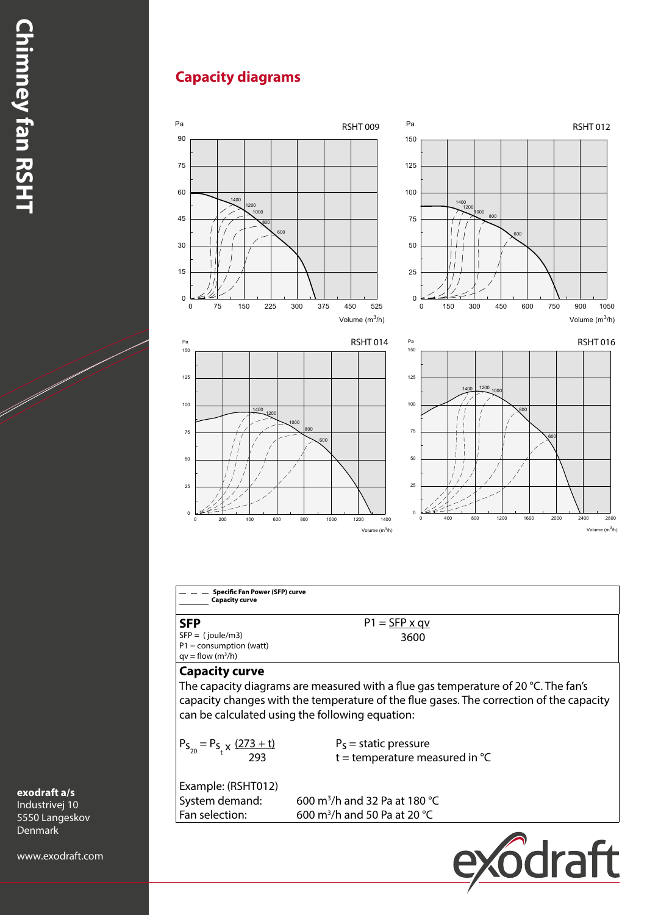## Capacity diagrams

RSHT 009

RSHT 012

RSHT 014

RSHT 016

— — — **Specific Fan Power (SFP) curve**
———— **Capacity curve**

**SFP**

SFP = ( joule/m3)
P1 = consumption (watt)
qv = flow (m³/h)

$$P1 = \frac{SFP \times qv}{3600}$$

### Capacity curve

The capacity diagrams are measured with a flue gas temperature of 20 °C. The fan's capacity changes with the temperature of the flue gases. The correction of the capacity can be calculated using the following equation:

$$P_{S_{20}} = P_{S_t} \times \frac{(273 + t)}{293}$$

$P_S$ = static pressure
t = temperature measured in °C

Example: (RSHT012)

System demand: 600 m³/h and 32 Pa at 180 °C
Fan selection: 600 m³/h and 50 Pa at 20 °C

**exodraft a/s**
Industrivej 10
5550 Langeskov
Denmark

www.exodraft.com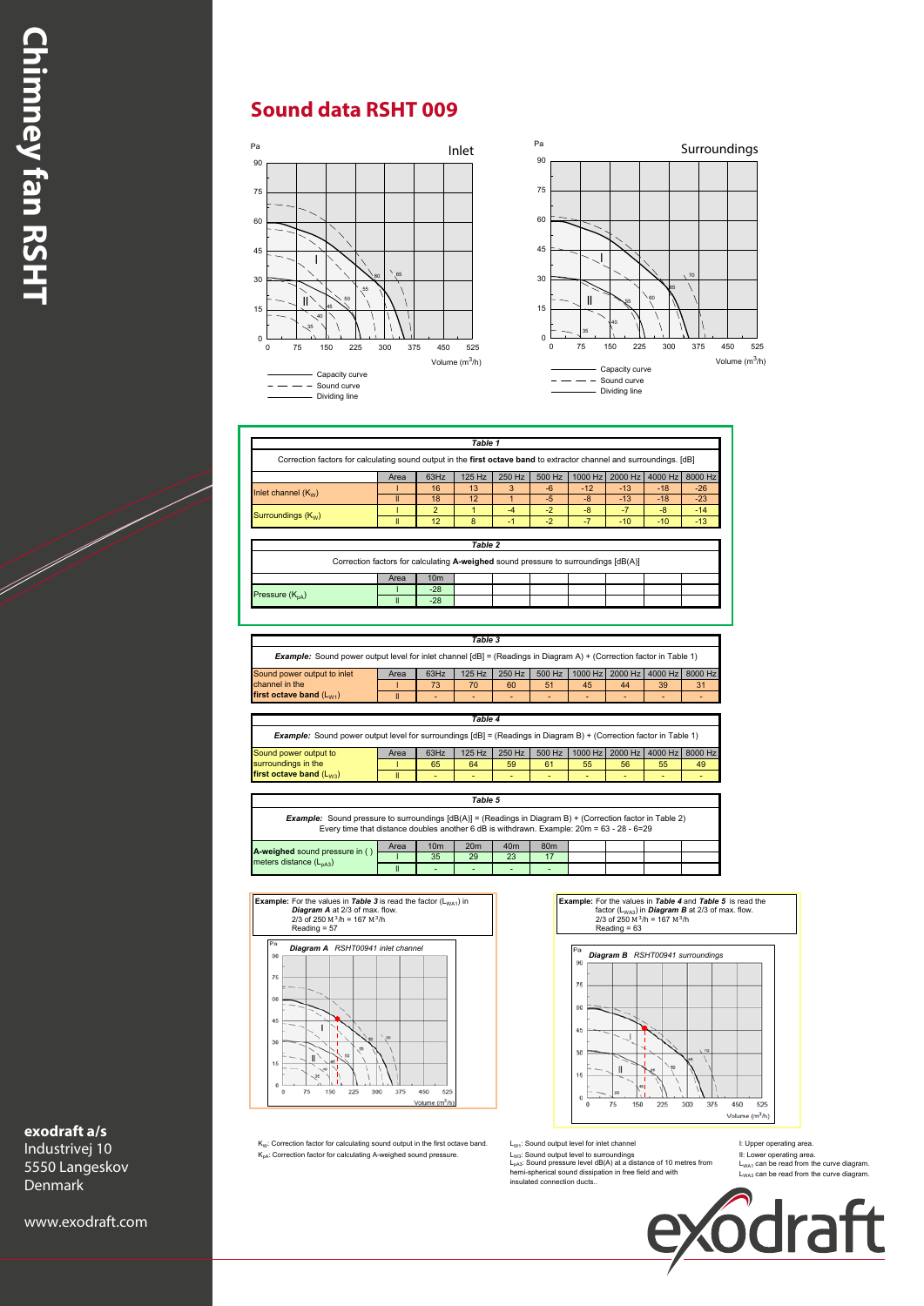# Sound data RSHT 009

Inlet

Surroundings

Capacity curve
Sound curve
Dividing line

| Table 1 | | | | | | | | | |
|---|---|---|---|---|---|---|---|---|---|
| Correction factors for calculating sound output in the **first octave band** to extractor channel and surroundings. [dB] | | | | | | | | | |
| | Area | 63Hz | 125 Hz | 250 Hz | 500 Hz | 1000 Hz | 2000 Hz | 4000 Hz | 8000 Hz |
| Inlet channel ($K_W$) | I | 16 | 13 | 3 | -6 | -12 | -13 | -18 | -26 |
| | II | 18 | 12 | 1 | -5 | -8 | -13 | -18 | -23 |
| Surroundings ($K_W$) | I | 2 | 1 | -4 | -2 | -8 | -7 | -8 | -14 |
| | II | 12 | 8 | -1 | -2 | -7 | -10 | -10 | -13 |

| Table 2 | | |
|---|---|---|
| Correction factors for calculating **A-weighed** sound pressure to surroundings [dB(A)] | | |
| | Area | 10m |
| Pressure ($K_{pA}$) | I | -28 |
| | II | -28 |

| Table 3 | | | | | | | | | |
|---|---|---|---|---|---|---|---|---|---|
| ***Example:*** Sound power output level for inlet channel [dB] = (Readings in Diagram A) + (Correction factor in Table 1) | | | | | | | | | |
| Sound power output to inlet channel in the **first octave band** ($L_{W1}$) | Area | 63Hz | 125 Hz | 250 Hz | 500 Hz | 1000 Hz | 2000 Hz | 4000 Hz | 8000 Hz |
| | I | 73 | 70 | 60 | 51 | 45 | 44 | 39 | 31 |
| | II | - | - | - | - | - | - | - | - |

| Table 4 | | | | | | | | | |
|---|---|---|---|---|---|---|---|---|---|
| ***Example:*** Sound power output level for surroundings [dB] = (Readings in Diagram B) + (Correction factor in Table 1) | | | | | | | | | |
| Sound power output to surroundings in the **first octave band** ($L_{W3}$) | Area | 63Hz | 125 Hz | 250 Hz | 500 Hz | 1000 Hz | 2000 Hz | 4000 Hz | 8000 Hz |
| | I | 65 | 64 | 59 | 61 | 55 | 56 | 55 | 49 |
| | II | - | - | - | - | - | - | - | - |

| Table 5 | | | | | |
|---|---|---|---|---|---|
| ***Example:*** Sound pressure to surroundings [dB(A)] = (Readings in Diagram B) + (Correction factor in Table 2) Every time that distance doubles another 6 dB is withdrawn. Example: 20m = 63 - 28 - 6=29 | | | | | |
| **A-weighed** sound pressure in ( ) meters distance ($L_{pA3}$) | Area | 10m | 20m | 40m | 80m |
| | I | 35 | 29 | 23 | 17 |
| | II | - | - | - | - |

**Example:** For the values in ***Table 3*** is read the factor ($L_{WA1}$) in ***Diagram A*** at 2/3 of max. flow.
2/3 of 250 $M^3$/h = 167 $M^3$/h
Reading = 57

***Diagram A*** *RSHT00941 inlet channel*

**Example:** For the values in ***Table 4*** and ***Table 5*** is read the factor ($L_{WA3}$) in ***Diagram B*** at 2/3 of max. flow.
2/3 of 250 $M^3$/h = 167 $M^3$/h
Reading = 63

***Diagram B*** *RSHT00941 surroundings*

$K_W$: Correction factor for calculating sound output in the first octave band.
$K_{pA}$: Correction factor for calculating A-weighed sound pressure.

$L_{W1}$: Sound output level for inlet channel
$L_{W3}$: Sound output level to surroundings
$L_{pA3}$: Sound pressure level dB(A) at a distance of 10 metres from hemi-spherical sound dissipation in free field and with insulated connection ducts..

I: Upper operating area.
II: Lower operating area.
$L_{WA1}$ can be read from the curve diagram.
$L_{WA3}$ can be read from the curve diagram.

**exodraft a/s**
Industrivej 10
5550 Langeskov
Denmark

www.exodraft.com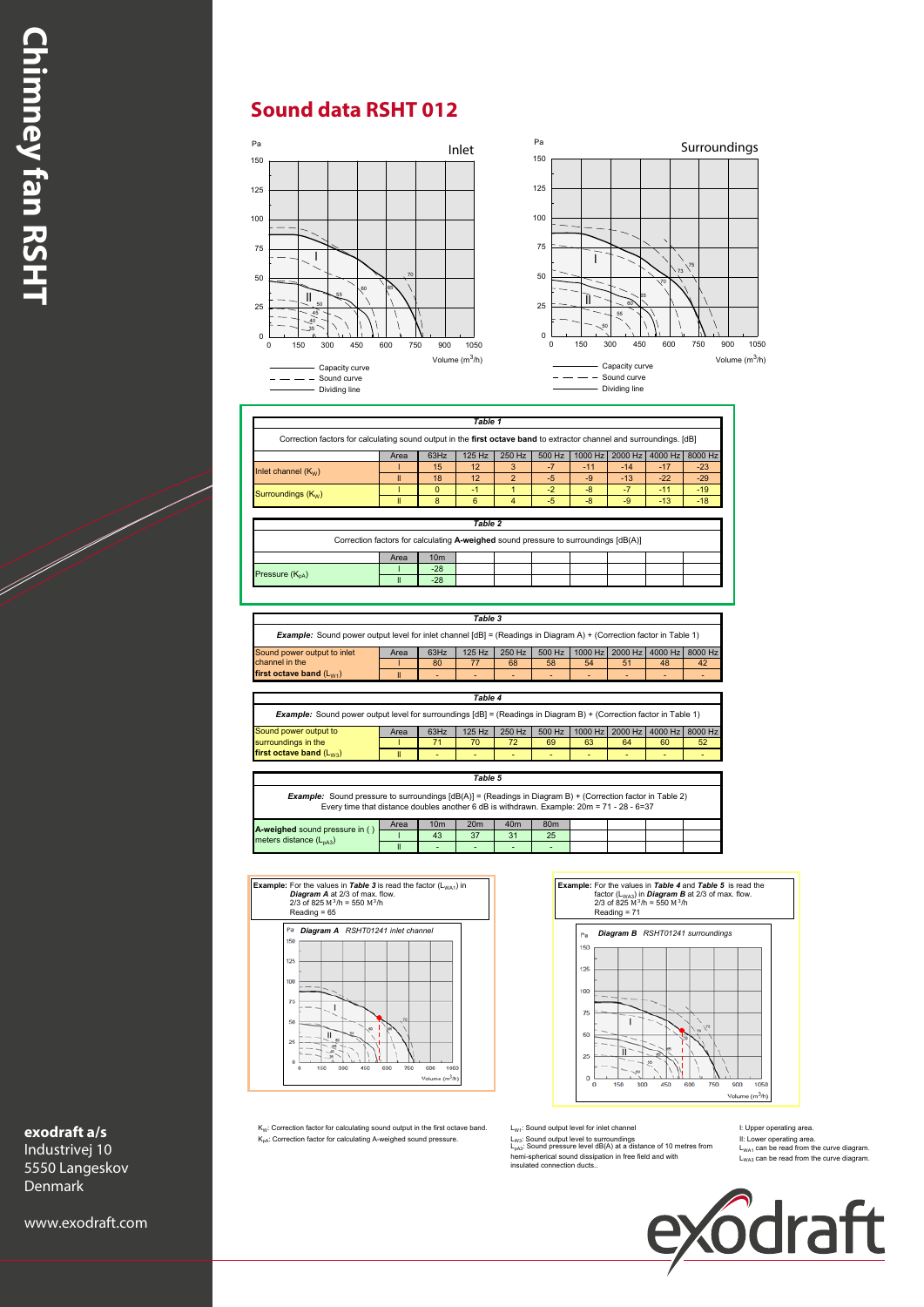# Sound data RSHT 012

Inlet

Surroundings

Capacity curve
Sound curve
Dividing line

Volume ($m^3$/h)

| Table 1 | | | | | | | | | | |
|---|---|---|---|---|---|---|---|---|---|---|
| Correction factors for calculating sound output in the **first octave band** to extractor channel and surroundings. [dB] | | | | | | | | | | |
| | Area | 63Hz | 125 Hz | 250 Hz | 500 Hz | 1000 Hz | 2000 Hz | 4000 Hz | 8000 Hz |
| Inlet channel ($K_W$) | I | 15 | 12 | 3 | -7 | -11 | -14 | -17 | -23 |
| | II | 18 | 12 | 2 | -5 | -9 | -13 | -22 | -29 |
| Surroundings ($K_W$) | I | 0 | -1 | 1 | -2 | -8 | -7 | -11 | -19 |
| | II | 8 | 6 | 4 | -5 | -8 | -9 | -13 | -18 |

| Table 2 | | | | | | | | | |
|---|---|---|---|---|---|---|---|---|---|
| Correction factors for calculating **A-weighed** sound pressure to surroundings [dB(A)] | | | | | | | | | |
| | Area | 10m | | | | | | | |
| Pressure ($K_{pA}$) | I | -28 | | | | | | | |
| | II | -28 | | | | | | | |

| Table 3 | | | | | | | | | |
|---|---|---|---|---|---|---|---|---|---|
| ***Example:*** Sound power output level for inlet channel [dB] = (Readings in Diagram A) + (Correction factor in Table 1) | | | | | | | | | |
| Sound power output to inlet channel in the **first octave band** ($L_{W1}$) | Area | 63Hz | 125 Hz | 250 Hz | 500 Hz | 1000 Hz | 2000 Hz | 4000 Hz | 8000 Hz |
| | I | 80 | 77 | 68 | 58 | 54 | 51 | 48 | 42 |
| | II | - | - | - | - | - | - | - | - |

| Table 4 | | | | | | | | | |
|---|---|---|---|---|---|---|---|---|---|
| ***Example:*** Sound power output level for surroundings [dB] = (Readings in Diagram B) + (Correction factor in Table 1) | | | | | | | | | |
| Sound power output to surroundings in the **first octave band** ($L_{W3}$) | Area | 63Hz | 125 Hz | 250 Hz | 500 Hz | 1000 Hz | 2000 Hz | 4000 Hz | 8000 Hz |
| | I | 71 | 70 | 72 | 69 | 63 | 64 | 60 | 52 |
| | II | - | - | - | - | - | - | - | - |

| Table 5 | | | | | | | | | |
|---|---|---|---|---|---|---|---|---|---|
| ***Example:*** Sound pressure to surroundings [dB(A)] = (Readings in Diagram B) + (Correction factor in Table 2) Every time that distance doubles another 6 dB is withdrawn. Example: 20m = 71 - 28 - 6=37 | | | | | | | | | |
| **A-weighed** sound pressure in ( ) meters distance ($L_{pA3}$) | Area | 10m | 20m | 40m | 80m | | | | |
| | I | 43 | 37 | 31 | 25 | | | | |
| | II | - | - | - | - | | | | |

**Example:** For the values in ***Table 3*** is read the factor ($L_{WA1}$) in ***Diagram A*** at 2/3 of max. flow.
2/3 of 825 $M^3$/h = 550 $M^3$/h
Reading = 65

***Diagram A*** *RSHT01241 inlet channel*

**Example:** For the values in ***Table 4*** and ***Table 5*** is read the factor ($L_{WA3}$) in ***Diagram B*** at 2/3 of max. flow.
2/3 of 825 $M^3$/h = 550 $M^3$/h
Reading = 71

***Diagram B*** *RSHT01241 surroundings*

$K_W$: Correction factor for calculating sound output in the first octave band.
$K_{pA}$: Correction factor for calculating A-weighed sound pressure.

$L_{W1}$: Sound output level for inlet channel
$L_{W3}$: Sound output level to surroundings
$L_{pA3}$: Sound pressure level dB(A) at a distance of 10 metres from hemi-spherical sound dissipation in free field and with insulated connection ducts..

I: Upper operating area.
II: Lower operating area.
$L_{WA1}$ can be read from the curve diagram.
$L_{WA3}$ can be read from the curve diagram.

**exodraft a/s**
Industrivej 10
5550 Langeskov
Denmark

www.exodraft.com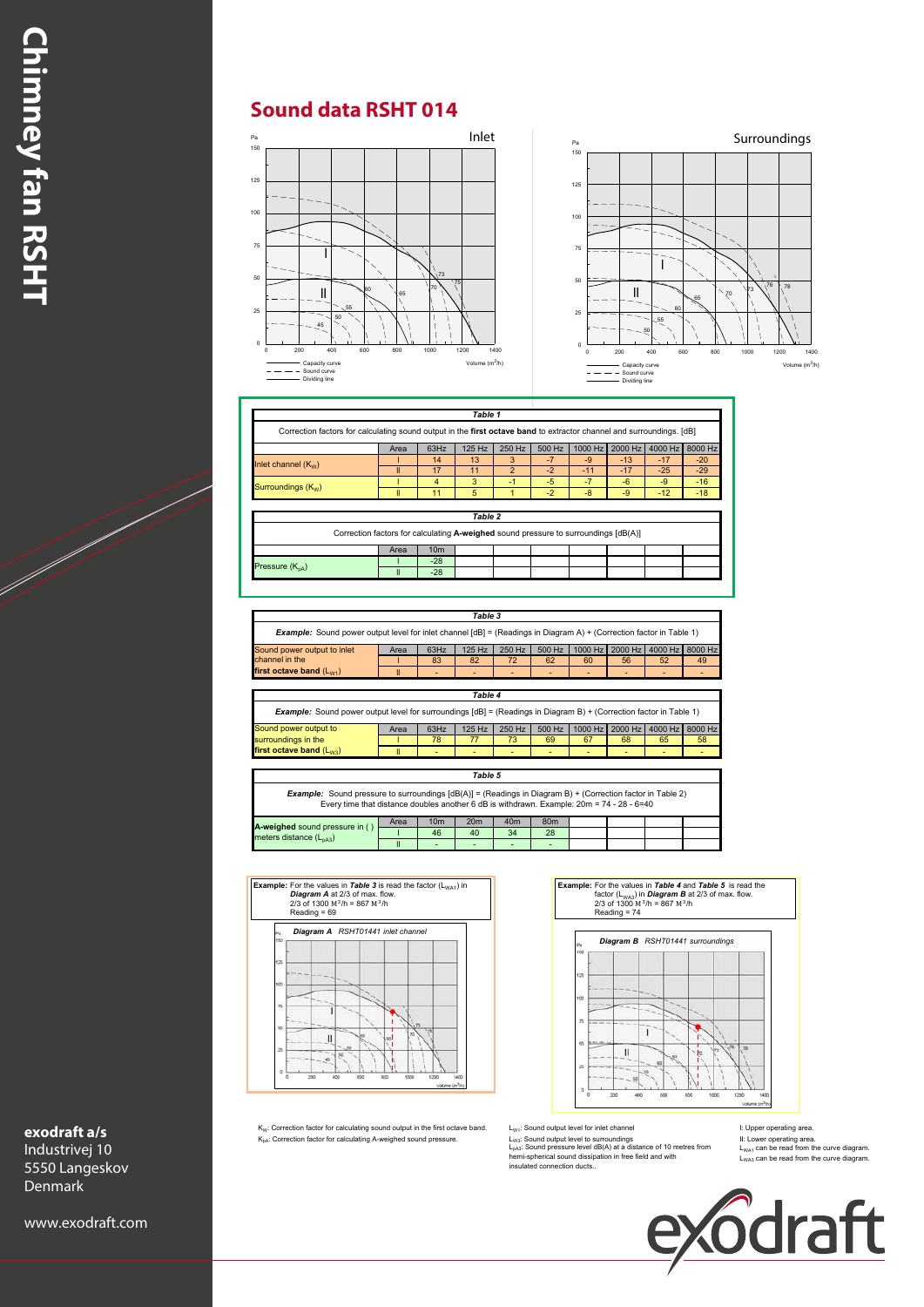# Sound data RSHT 014

Inlet

Surroundings

Capacity curve
Sound curve
Dividing line

| Table 1 | | | | | | | | | |
|---|---|---|---|---|---|---|---|---|---|
| Correction factors for calculating sound output in the **first octave band** to extractor channel and surroundings. [dB] | | | | | | | | | |
| | Area | 63Hz | 125 Hz | 250 Hz | 500 Hz | 1000 Hz | 2000 Hz | 4000 Hz | 8000 Hz |
| Inlet channel ($K_W$) | I | 14 | 13 | 3 | -7 | -9 | -13 | -17 | -20 |
| | II | 17 | 11 | 2 | -2 | -11 | -17 | -25 | -29 |
| Surroundings ($K_W$) | I | 4 | 3 | -1 | -5 | -7 | -6 | -9 | -16 |
| | II | 11 | 5 | 1 | -2 | -8 | -9 | -12 | -18 |

| Table 2 | | |
|---|---|---|
| Correction factors for calculating **A-weighed** sound pressure to surroundings [dB(A)] | | |
| | Area | 10m |
| Pressure ($K_{pA}$) | I | -28 |
| | II | -28 |

| Table 3 | | | | | | | | | |
|---|---|---|---|---|---|---|---|---|---|
| ***Example:*** Sound power output level for inlet channel [dB] = (Readings in Diagram A) + (Correction factor in Table 1) | | | | | | | | | |
| Sound power output to inlet channel in the **first octave band** ($L_{W1}$) | Area | 63Hz | 125 Hz | 250 Hz | 500 Hz | 1000 Hz | 2000 Hz | 4000 Hz | 8000 Hz |
| | I | 83 | 82 | 72 | 62 | 60 | 56 | 52 | 49 |
| | II | - | - | - | - | - | - | - | - |

| Table 4 | | | | | | | | | |
|---|---|---|---|---|---|---|---|---|---|
| ***Example:*** Sound power output level for surroundings [dB] = (Readings in Diagram B) + (Correction factor in Table 1) | | | | | | | | | |
| Sound power output to surroundings in the **first octave band** ($L_{W3}$) | Area | 63Hz | 125 Hz | 250 Hz | 500 Hz | 1000 Hz | 2000 Hz | 4000 Hz | 8000 Hz |
| | I | 78 | 77 | 73 | 69 | 67 | 68 | 65 | 58 |
| | II | - | - | - | - | - | - | - | - |

| Table 5 | | | | | |
|---|---|---|---|---|---|
| ***Example:*** Sound pressure to surroundings [dB(A)] = (Readings in Diagram B) + (Correction factor in Table 2) Every time that distance doubles another 6 dB is withdrawn. Example: 20m = 74 - 28 - 6=40 | | | | | |
| **A-weighed** sound pressure in ( ) meters distance ($L_{pA3}$) | Area | 10m | 20m | 40m | 80m |
| | I | 46 | 40 | 34 | 28 |
| | II | - | - | - | - |

**Example:** For the values in ***Table 3*** is read the factor ($L_{WA1}$) in ***Diagram A*** at 2/3 of max. flow.
2/3 of 1300 M³/h = 867 M³/h
Reading = 69

***Diagram A*** *RSHT01441 inlet channel*

**Example:** For the values in ***Table 4*** and ***Table 5*** is read the factor ($L_{WA3}$) in ***Diagram B*** at 2/3 of max. flow.
2/3 of 1300 M³/h = 867 M³/h
Reading = 74

***Diagram B*** *RSHT01441 surroundings*

$K_W$: Correction factor for calculating sound output in the first octave band.
$K_{pA}$: Correction factor for calculating A-weighed sound pressure.

$L_{W1}$: Sound output level for inlet channel
$L_{W3}$: Sound output level to surroundings
$L_{pA3}$: Sound pressure level dB(A) at a distance of 10 metres from hemi-spherical sound dissipation in free field and with insulated connection ducts..

I: Upper operating area.
II: Lower operating area.
$L_{WA1}$ can be read from the curve diagram.
$L_{WA3}$ can be read from the curve diagram.

**exodraft a/s**
Industrivej 10
5550 Langeskov
Denmark

www.exodraft.com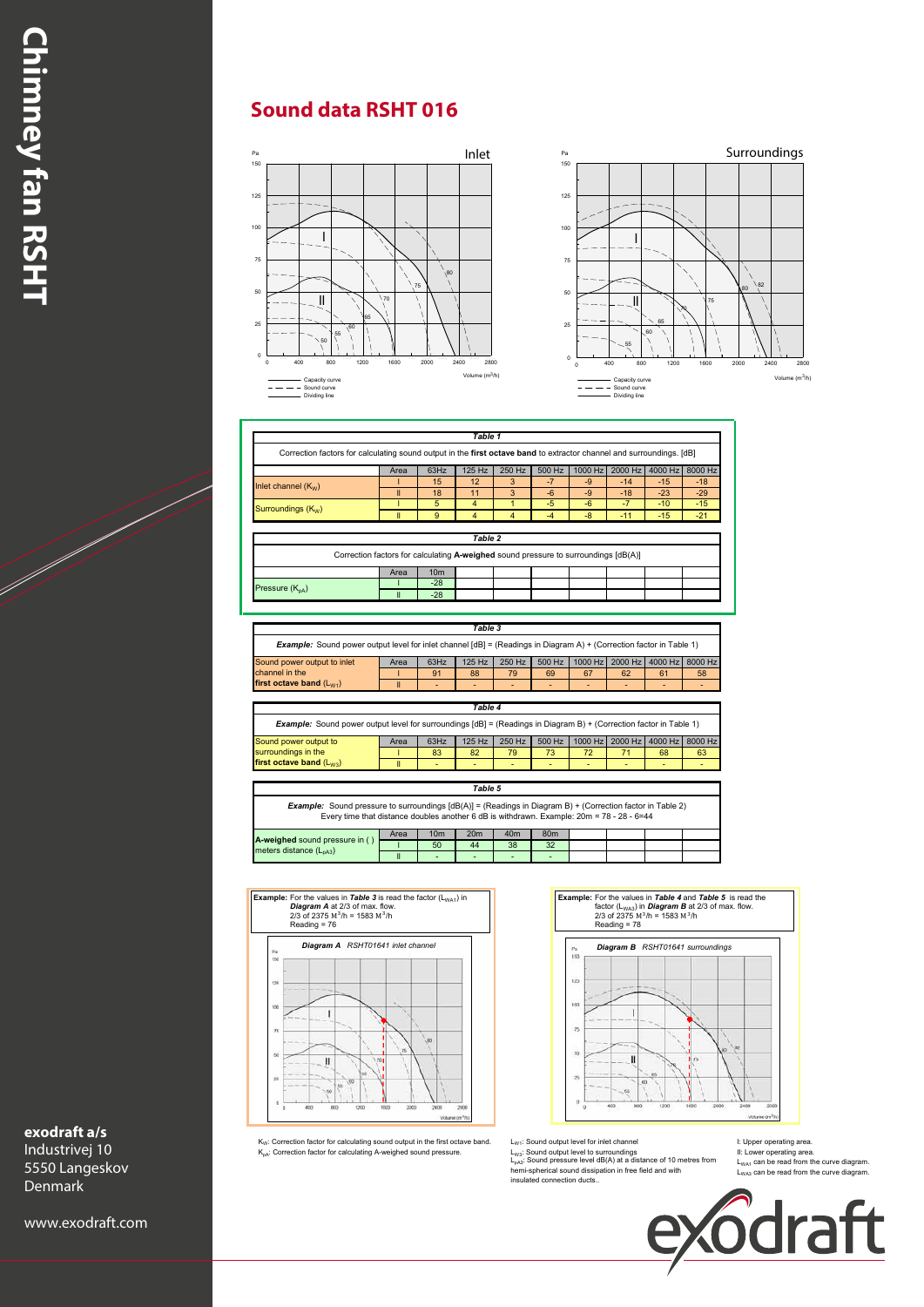# Sound data RSHT 016

Inlet

Pa
150
125
100
75
50
25
0
0 400 800 1200 1600 2000 2400 2800
Volume (m³/h)
I
II
80
75
70
65
60
55
50

Capacity curve
Sound curve
Dividing line

Surroundings

Pa
150
125
100
75
50
25
0
0 400 800 1200 1600 2000 2400 2800
Volume (m³/h)
I
II
80
82
75
70
65
60
55

Capacity curve
Sound curve
Dividing line

**Table 1**

Correction factors for calculating sound output in the **first octave band** to extractor channel and surroundings. [dB]

| | Area | 63Hz | 125 Hz | 250 Hz | 500 Hz | 1000 Hz | 2000 Hz | 4000 Hz | 8000 Hz |
|---|---|---|---|---|---|---|---|---|---|
| Inlet channel ($K_W$) | I | 15 | 12 | 3 | -7 | -9 | -14 | -15 | -18 |
| | II | 18 | 11 | 3 | -6 | -9 | -18 | -23 | -29 |
| Surroundings ($K_W$) | I | 5 | 4 | 1 | -5 | -6 | -7 | -10 | -15 |
| | II | 9 | 4 | 4 | -4 | -8 | -11 | -15 | -21 |

**Table 2**

Correction factors for calculating **A-weighed** sound pressure to surroundings [dB(A)]

| | Area | 10m |
|---|---|---|
| Pressure ($K_{pA}$) | I | -28 |
| | II | -28 |

**Table 3**

***Example:*** Sound power output level for inlet channel [dB] = (Readings in Diagram A) + (Correction factor in Table 1)

| | Area | 63Hz | 125 Hz | 250 Hz | 500 Hz | 1000 Hz | 2000 Hz | 4000 Hz | 8000 Hz |
|---|---|---|---|---|---|---|---|---|---|
| Sound power output to inlet channel in the **first octave band** ($L_{W1}$) | I | 91 | 88 | 79 | 69 | 67 | 62 | 61 | 58 |
| | II | - | - | - | - | - | - | - | - |

**Table 4**

***Example:*** Sound power output level for surroundings [dB] = (Readings in Diagram B) + (Correction factor in Table 1)

| | Area | 63Hz | 125 Hz | 250 Hz | 500 Hz | 1000 Hz | 2000 Hz | 4000 Hz | 8000 Hz |
|---|---|---|---|---|---|---|---|---|---|
| Sound power output to surroundings in the **first octave band** ($L_{W3}$) | I | 83 | 82 | 79 | 73 | 72 | 71 | 68 | 63 |
| | II | - | - | - | - | - | - | - | - |

**Table 5**

***Example:*** Sound pressure to surroundings [dB(A)] = (Readings in Diagram B) + (Correction factor in Table 2)
Every time that distance doubles another 6 dB is withdrawn. Example: 20m = 78 - 28 - 6=44

| | Area | 10m | 20m | 40m | 80m |
|---|---|---|---|---|---|
| **A-weighed** sound pressure in ( ) meters distance ($L_{pA3}$) | I | 50 | 44 | 38 | 32 |
| | II | - | - | - | - |

**Example:** For the values in ***Table 3*** is read the factor ($L_{WA1}$) in ***Diagram A*** at 2/3 of max. flow.
2/3 of 2375 M³/h = 1583 M³/h
Reading = 76

***Diagram A*** *RSHT01641 inlet channel*

**Example:** For the values in ***Table 4*** and ***Table 5*** is read the factor ($L_{WA3}$) in ***Diagram B*** at 2/3 of max. flow.
2/3 of 2375 M³/h = 1583 M³/h
Reading = 78

***Diagram B*** *RSHT01641 surroundings*

$K_W$: Correction factor for calculating sound output in the first octave band.
$K_{pA}$: Correction factor for calculating A-weighed sound pressure.

$L_{W1}$: Sound output level for inlet channel
$L_{W3}$: Sound output level to surroundings
$L_{pA3}$: Sound pressure level dB(A) at a distance of 10 metres from hemi-spherical sound dissipation in free field and with insulated connection ducts..

I: Upper operating area.
II: Lower operating area.
$L_{WA1}$ can be read from the curve diagram.
$L_{WA3}$ can be read from the curve diagram.

**exodraft a/s**
Industrivej 10
5550 Langeskov
Denmark

www.exodraft.com